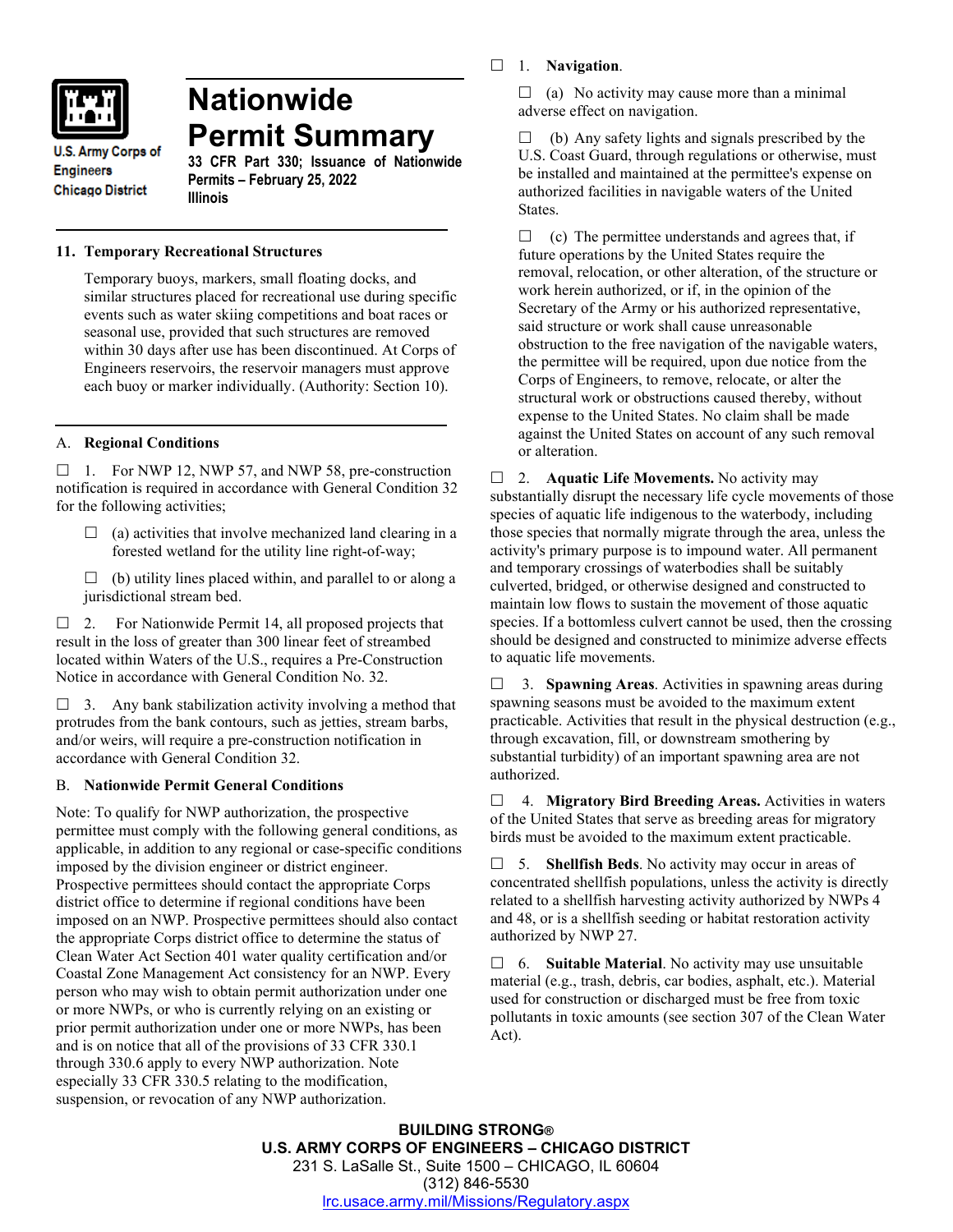U.S. Army Corps of Engineers
Chicago District

# Nationwide Permit Summary

**33 CFR Part 330; Issuance of Nationwide Permits – February 25, 2022**
**Illinois**

## 11. Temporary Recreational Structures

Temporary buoys, markers, small floating docks, and similar structures placed for recreational use during specific events such as water skiing competitions and boat races or seasonal use, provided that such structures are removed within 30 days after use has been discontinued. At Corps of Engineers reservoirs, the reservoir managers must approve each buoy or marker individually. (Authority: Section 10).

## A. Regional Conditions

☐ 1. For NWP 12, NWP 57, and NWP 58, pre-construction notification is required in accordance with General Condition 32 for the following activities;

☐ (a) activities that involve mechanized land clearing in a forested wetland for the utility line right-of-way;

☐ (b) utility lines placed within, and parallel to or along a jurisdictional stream bed.

☐ 2. For Nationwide Permit 14, all proposed projects that result in the loss of greater than 300 linear feet of streambed located within Waters of the U.S., requires a Pre-Construction Notice in accordance with General Condition No. 32.

☐ 3. Any bank stabilization activity involving a method that protrudes from the bank contours, such as jetties, stream barbs, and/or weirs, will require a pre-construction notification in accordance with General Condition 32.

## B. Nationwide Permit General Conditions

Note: To qualify for NWP authorization, the prospective permittee must comply with the following general conditions, as applicable, in addition to any regional or case-specific conditions imposed by the division engineer or district engineer. Prospective permittees should contact the appropriate Corps district office to determine if regional conditions have been imposed on an NWP. Prospective permittees should also contact the appropriate Corps district office to determine the status of Clean Water Act Section 401 water quality certification and/or Coastal Zone Management Act consistency for an NWP. Every person who may wish to obtain permit authorization under one or more NWPs, or who is currently relying on an existing or prior permit authorization under one or more NWPs, has been and is on notice that all of the provisions of 33 CFR 330.1 through 330.6 apply to every NWP authorization. Note especially 33 CFR 330.5 relating to the modification, suspension, or revocation of any NWP authorization.

☐ 1. **Navigation**.

☐ (a) No activity may cause more than a minimal adverse effect on navigation.

☐ (b) Any safety lights and signals prescribed by the U.S. Coast Guard, through regulations or otherwise, must be installed and maintained at the permittee's expense on authorized facilities in navigable waters of the United States.

☐ (c) The permittee understands and agrees that, if future operations by the United States require the removal, relocation, or other alteration, of the structure or work herein authorized, or if, in the opinion of the Secretary of the Army or his authorized representative, said structure or work shall cause unreasonable obstruction to the free navigation of the navigable waters, the permittee will be required, upon due notice from the Corps of Engineers, to remove, relocate, or alter the structural work or obstructions caused thereby, without expense to the United States. No claim shall be made against the United States on account of any such removal or alteration.

☐ 2. **Aquatic Life Movements.** No activity may substantially disrupt the necessary life cycle movements of those species of aquatic life indigenous to the waterbody, including those species that normally migrate through the area, unless the activity's primary purpose is to impound water. All permanent and temporary crossings of waterbodies shall be suitably culverted, bridged, or otherwise designed and constructed to maintain low flows to sustain the movement of those aquatic species. If a bottomless culvert cannot be used, then the crossing should be designed and constructed to minimize adverse effects to aquatic life movements.

☐ 3. **Spawning Areas**. Activities in spawning areas during spawning seasons must be avoided to the maximum extent practicable. Activities that result in the physical destruction (e.g., through excavation, fill, or downstream smothering by substantial turbidity) of an important spawning area are not authorized.

☐ 4. **Migratory Bird Breeding Areas.** Activities in waters of the United States that serve as breeding areas for migratory birds must be avoided to the maximum extent practicable.

☐ 5. **Shellfish Beds**. No activity may occur in areas of concentrated shellfish populations, unless the activity is directly related to a shellfish harvesting activity authorized by NWPs 4 and 48, or is a shellfish seeding or habitat restoration activity authorized by NWP 27.

☐ 6. **Suitable Material**. No activity may use unsuitable material (e.g., trash, debris, car bodies, asphalt, etc.). Material used for construction or discharged must be free from toxic pollutants in toxic amounts (see section 307 of the Clean Water Act).

**BUILDING STRONG®**
**U.S. ARMY CORPS OF ENGINEERS – CHICAGO DISTRICT**
231 S. LaSalle St., Suite 1500 – CHICAGO, IL 60604
(312) 846-5530
lrc.usace.army.mil/Missions/Regulatory.aspx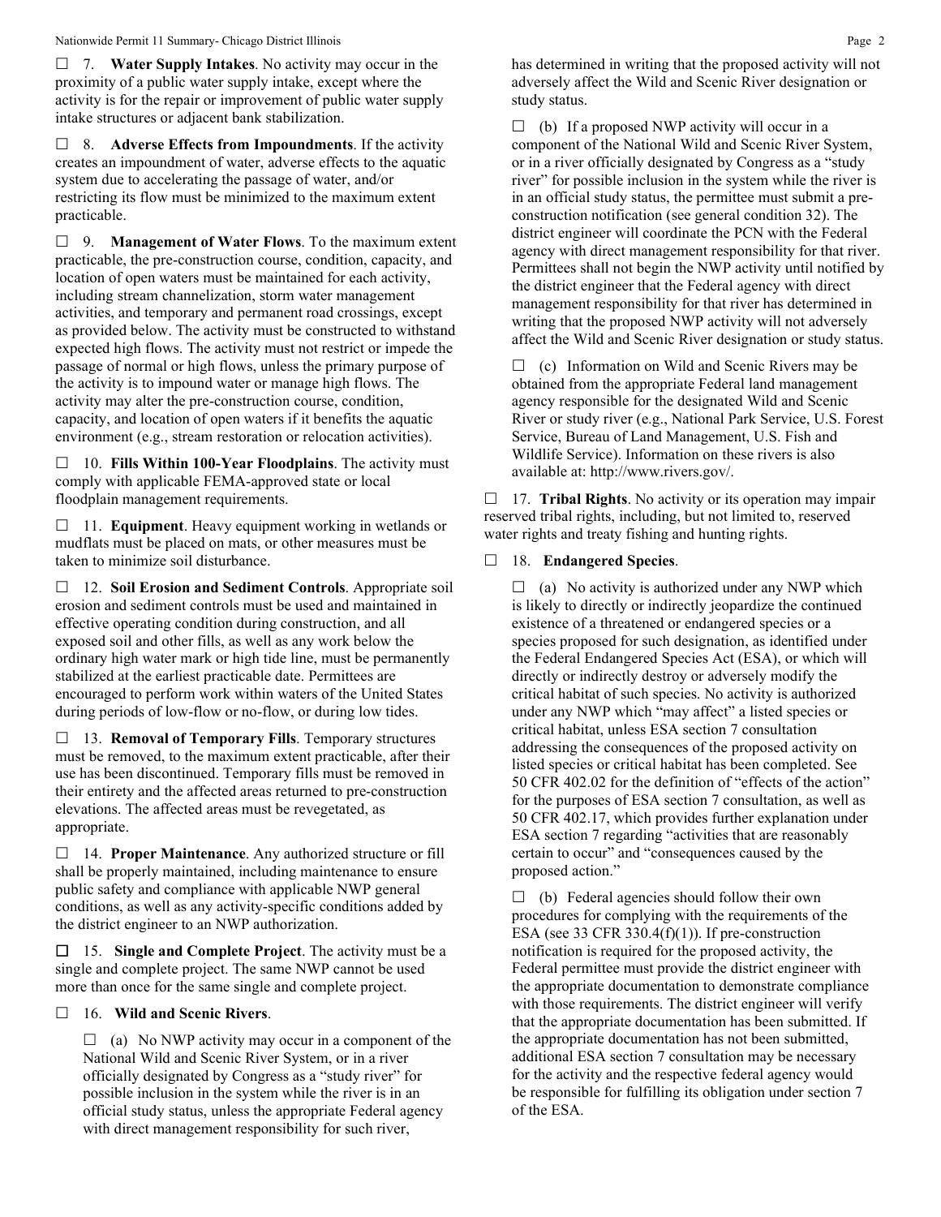☐ 7. **Water Supply Intakes**. No activity may occur in the proximity of a public water supply intake, except where the activity is for the repair or improvement of public water supply intake structures or adjacent bank stabilization.

☐ 8. **Adverse Effects from Impoundments**. If the activity creates an impoundment of water, adverse effects to the aquatic system due to accelerating the passage of water, and/or restricting its flow must be minimized to the maximum extent practicable.

☐ 9. **Management of Water Flows**. To the maximum extent practicable, the pre-construction course, condition, capacity, and location of open waters must be maintained for each activity, including stream channelization, storm water management activities, and temporary and permanent road crossings, except as provided below. The activity must be constructed to withstand expected high flows. The activity must not restrict or impede the passage of normal or high flows, unless the primary purpose of the activity is to impound water or manage high flows. The activity may alter the pre-construction course, condition, capacity, and location of open waters if it benefits the aquatic environment (e.g., stream restoration or relocation activities).

☐ 10. **Fills Within 100-Year Floodplains**. The activity must comply with applicable FEMA-approved state or local floodplain management requirements.

☐ 11. **Equipment**. Heavy equipment working in wetlands or mudflats must be placed on mats, or other measures must be taken to minimize soil disturbance.

☐ 12. **Soil Erosion and Sediment Controls**. Appropriate soil erosion and sediment controls must be used and maintained in effective operating condition during construction, and all exposed soil and other fills, as well as any work below the ordinary high water mark or high tide line, must be permanently stabilized at the earliest practicable date. Permittees are encouraged to perform work within waters of the United States during periods of low-flow or no-flow, or during low tides.

☐ 13. **Removal of Temporary Fills**. Temporary structures must be removed, to the maximum extent practicable, after their use has been discontinued. Temporary fills must be removed in their entirety and the affected areas returned to pre-construction elevations. The affected areas must be revegetated, as appropriate.

☐ 14. **Proper Maintenance**. Any authorized structure or fill shall be properly maintained, including maintenance to ensure public safety and compliance with applicable NWP general conditions, as well as any activity-specific conditions added by the district engineer to an NWP authorization.

☐ 15. **Single and Complete Project**. The activity must be a single and complete project. The same NWP cannot be used more than once for the same single and complete project.

☐ 16. **Wild and Scenic Rivers**.

☐ (a) No NWP activity may occur in a component of the National Wild and Scenic River System, or in a river officially designated by Congress as a "study river" for possible inclusion in the system while the river is in an official study status, unless the appropriate Federal agency with direct management responsibility for such river, has determined in writing that the proposed activity will not adversely affect the Wild and Scenic River designation or study status.

☐ (b) If a proposed NWP activity will occur in a component of the National Wild and Scenic River System, or in a river officially designated by Congress as a "study river" for possible inclusion in the system while the river is in an official study status, the permittee must submit a pre-construction notification (see general condition 32). The district engineer will coordinate the PCN with the Federal agency with direct management responsibility for that river. Permittees shall not begin the NWP activity until notified by the district engineer that the Federal agency with direct management responsibility for that river has determined in writing that the proposed NWP activity will not adversely affect the Wild and Scenic River designation or study status.

☐ (c) Information on Wild and Scenic Rivers may be obtained from the appropriate Federal land management agency responsible for the designated Wild and Scenic River or study river (e.g., National Park Service, U.S. Forest Service, Bureau of Land Management, U.S. Fish and Wildlife Service). Information on these rivers is also available at: http://www.rivers.gov/.

☐ 17. **Tribal Rights**. No activity or its operation may impair reserved tribal rights, including, but not limited to, reserved water rights and treaty fishing and hunting rights.

☐ 18. **Endangered Species**.

☐ (a) No activity is authorized under any NWP which is likely to directly or indirectly jeopardize the continued existence of a threatened or endangered species or a species proposed for such designation, as identified under the Federal Endangered Species Act (ESA), or which will directly or indirectly destroy or adversely modify the critical habitat of such species. No activity is authorized under any NWP which "may affect" a listed species or critical habitat, unless ESA section 7 consultation addressing the consequences of the proposed activity on listed species or critical habitat has been completed. See 50 CFR 402.02 for the definition of "effects of the action" for the purposes of ESA section 7 consultation, as well as 50 CFR 402.17, which provides further explanation under ESA section 7 regarding "activities that are reasonably certain to occur" and "consequences caused by the proposed action."

☐ (b) Federal agencies should follow their own procedures for complying with the requirements of the ESA (see 33 CFR 330.4(f)(1)). If pre-construction notification is required for the proposed activity, the Federal permittee must provide the district engineer with the appropriate documentation to demonstrate compliance with those requirements. The district engineer will verify that the appropriate documentation has been submitted. If the appropriate documentation has not been submitted, additional ESA section 7 consultation may be necessary for the activity and the respective federal agency would be responsible for fulfilling its obligation under section 7 of the ESA.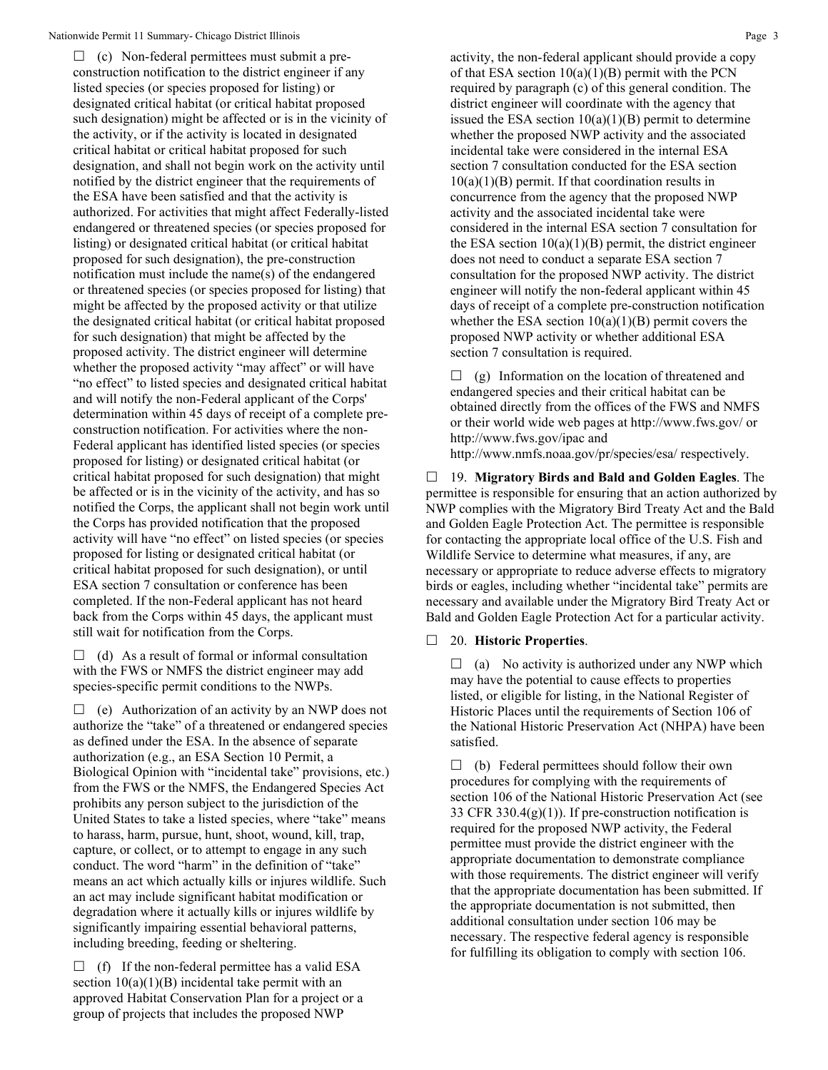☐ (c) Non-federal permittees must submit a pre-construction notification to the district engineer if any listed species (or species proposed for listing) or designated critical habitat (or critical habitat proposed such designation) might be affected or is in the vicinity of the activity, or if the activity is located in designated critical habitat or critical habitat proposed for such designation, and shall not begin work on the activity until notified by the district engineer that the requirements of the ESA have been satisfied and that the activity is authorized. For activities that might affect Federally-listed endangered or threatened species (or species proposed for listing) or designated critical habitat (or critical habitat proposed for such designation), the pre-construction notification must include the name(s) of the endangered or threatened species (or species proposed for listing) that might be affected by the proposed activity or that utilize the designated critical habitat (or critical habitat proposed for such designation) that might be affected by the proposed activity. The district engineer will determine whether the proposed activity "may affect" or will have "no effect" to listed species and designated critical habitat and will notify the non-Federal applicant of the Corps' determination within 45 days of receipt of a complete pre-construction notification. For activities where the non-Federal applicant has identified listed species (or species proposed for listing) or designated critical habitat (or critical habitat proposed for such designation) that might be affected or is in the vicinity of the activity, and has so notified the Corps, the applicant shall not begin work until the Corps has provided notification that the proposed activity will have "no effect" on listed species (or species proposed for listing or designated critical habitat (or critical habitat proposed for such designation), or until ESA section 7 consultation or conference has been completed. If the non-Federal applicant has not heard back from the Corps within 45 days, the applicant must still wait for notification from the Corps.

☐ (d) As a result of formal or informal consultation with the FWS or NMFS the district engineer may add species-specific permit conditions to the NWPs.

☐ (e) Authorization of an activity by an NWP does not authorize the "take" of a threatened or endangered species as defined under the ESA. In the absence of separate authorization (e.g., an ESA Section 10 Permit, a Biological Opinion with "incidental take" provisions, etc.) from the FWS or the NMFS, the Endangered Species Act prohibits any person subject to the jurisdiction of the United States to take a listed species, where "take" means to harass, harm, pursue, hunt, shoot, wound, kill, trap, capture, or collect, or to attempt to engage in any such conduct. The word "harm" in the definition of "take" means an act which actually kills or injures wildlife. Such an act may include significant habitat modification or degradation where it actually kills or injures wildlife by significantly impairing essential behavioral patterns, including breeding, feeding or sheltering.

☐ (f) If the non-federal permittee has a valid ESA section 10(a)(1)(B) incidental take permit with an approved Habitat Conservation Plan for a project or a group of projects that includes the proposed NWP activity, the non-federal applicant should provide a copy of that ESA section 10(a)(1)(B) permit with the PCN required by paragraph (c) of this general condition. The district engineer will coordinate with the agency that issued the ESA section 10(a)(1)(B) permit to determine whether the proposed NWP activity and the associated incidental take were considered in the internal ESA section 7 consultation conducted for the ESA section 10(a)(1)(B) permit. If that coordination results in concurrence from the agency that the proposed NWP activity and the associated incidental take were considered in the internal ESA section 7 consultation for the ESA section 10(a)(1)(B) permit, the district engineer does not need to conduct a separate ESA section 7 consultation for the proposed NWP activity. The district engineer will notify the non-federal applicant within 45 days of receipt of a complete pre-construction notification whether the ESA section 10(a)(1)(B) permit covers the proposed NWP activity or whether additional ESA section 7 consultation is required.

☐ (g) Information on the location of threatened and endangered species and their critical habitat can be obtained directly from the offices of the FWS and NMFS or their world wide web pages at http://www.fws.gov/ or http://www.fws.gov/ipac and http://www.nmfs.noaa.gov/pr/species/esa/ respectively.

☐ 19. **Migratory Birds and Bald and Golden Eagles**. The permittee is responsible for ensuring that an action authorized by NWP complies with the Migratory Bird Treaty Act and the Bald and Golden Eagle Protection Act. The permittee is responsible for contacting the appropriate local office of the U.S. Fish and Wildlife Service to determine what measures, if any, are necessary or appropriate to reduce adverse effects to migratory birds or eagles, including whether "incidental take" permits are necessary and available under the Migratory Bird Treaty Act or Bald and Golden Eagle Protection Act for a particular activity.

☐ 20. **Historic Properties**.

☐ (a) No activity is authorized under any NWP which may have the potential to cause effects to properties listed, or eligible for listing, in the National Register of Historic Places until the requirements of Section 106 of the National Historic Preservation Act (NHPA) have been satisfied.

☐ (b) Federal permittees should follow their own procedures for complying with the requirements of section 106 of the National Historic Preservation Act (see 33 CFR 330.4(g)(1)). If pre-construction notification is required for the proposed NWP activity, the Federal permittee must provide the district engineer with the appropriate documentation to demonstrate compliance with those requirements. The district engineer will verify that the appropriate documentation has been submitted. If the appropriate documentation is not submitted, then additional consultation under section 106 may be necessary. The respective federal agency is responsible for fulfilling its obligation to comply with section 106.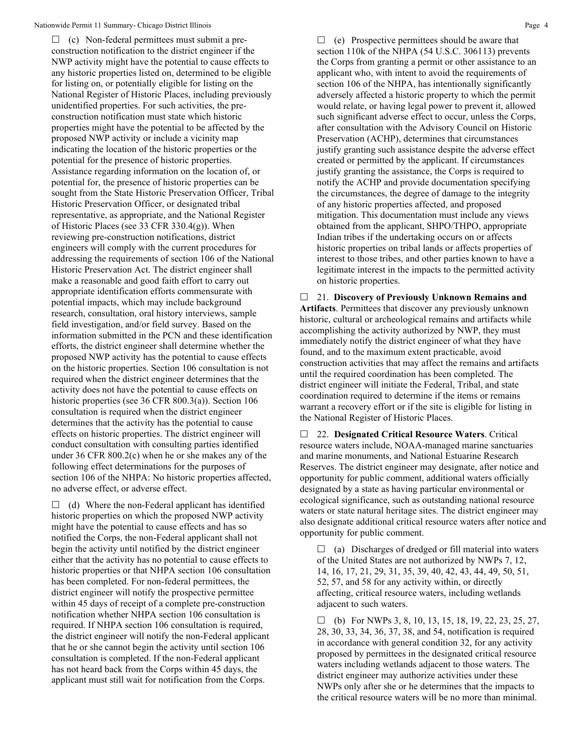☐ (c) Non-federal permittees must submit a pre-construction notification to the district engineer if the NWP activity might have the potential to cause effects to any historic properties listed on, determined to be eligible for listing on, or potentially eligible for listing on the National Register of Historic Places, including previously unidentified properties. For such activities, the pre-construction notification must state which historic properties might have the potential to be affected by the proposed NWP activity or include a vicinity map indicating the location of the historic properties or the potential for the presence of historic properties. Assistance regarding information on the location of, or potential for, the presence of historic properties can be sought from the State Historic Preservation Officer, Tribal Historic Preservation Officer, or designated tribal representative, as appropriate, and the National Register of Historic Places (see 33 CFR 330.4(g)). When reviewing pre-construction notifications, district engineers will comply with the current procedures for addressing the requirements of section 106 of the National Historic Preservation Act. The district engineer shall make a reasonable and good faith effort to carry out appropriate identification efforts commensurate with potential impacts, which may include background research, consultation, oral history interviews, sample field investigation, and/or field survey. Based on the information submitted in the PCN and these identification efforts, the district engineer shall determine whether the proposed NWP activity has the potential to cause effects on the historic properties. Section 106 consultation is not required when the district engineer determines that the activity does not have the potential to cause effects on historic properties (see 36 CFR 800.3(a)). Section 106 consultation is required when the district engineer determines that the activity has the potential to cause effects on historic properties. The district engineer will conduct consultation with consulting parties identified under 36 CFR 800.2(c) when he or she makes any of the following effect determinations for the purposes of section 106 of the NHPA: No historic properties affected, no adverse effect, or adverse effect.

☐ (d) Where the non-Federal applicant has identified historic properties on which the proposed NWP activity might have the potential to cause effects and has so notified the Corps, the non-Federal applicant shall not begin the activity until notified by the district engineer either that the activity has no potential to cause effects to historic properties or that NHPA section 106 consultation has been completed. For non-federal permittees, the district engineer will notify the prospective permittee within 45 days of receipt of a complete pre-construction notification whether NHPA section 106 consultation is required. If NHPA section 106 consultation is required, the district engineer will notify the non-Federal applicant that he or she cannot begin the activity until section 106 consultation is completed. If the non-Federal applicant has not heard back from the Corps within 45 days, the applicant must still wait for notification from the Corps.

☐ (e) Prospective permittees should be aware that section 110k of the NHPA (54 U.S.C. 306113) prevents the Corps from granting a permit or other assistance to an applicant who, with intent to avoid the requirements of section 106 of the NHPA, has intentionally significantly adversely affected a historic property to which the permit would relate, or having legal power to prevent it, allowed such significant adverse effect to occur, unless the Corps, after consultation with the Advisory Council on Historic Preservation (ACHP), determines that circumstances justify granting such assistance despite the adverse effect created or permitted by the applicant. If circumstances justify granting the assistance, the Corps is required to notify the ACHP and provide documentation specifying the circumstances, the degree of damage to the integrity of any historic properties affected, and proposed mitigation. This documentation must include any views obtained from the applicant, SHPO/THPO, appropriate Indian tribes if the undertaking occurs on or affects historic properties on tribal lands or affects properties of interest to those tribes, and other parties known to have a legitimate interest in the impacts to the permitted activity on historic properties.

☐ 21. **Discovery of Previously Unknown Remains and Artifacts**. Permittees that discover any previously unknown historic, cultural or archeological remains and artifacts while accomplishing the activity authorized by NWP, they must immediately notify the district engineer of what they have found, and to the maximum extent practicable, avoid construction activities that may affect the remains and artifacts until the required coordination has been completed. The district engineer will initiate the Federal, Tribal, and state coordination required to determine if the items or remains warrant a recovery effort or if the site is eligible for listing in the National Register of Historic Places.

☐ 22. **Designated Critical Resource Waters**. Critical resource waters include, NOAA-managed marine sanctuaries and marine monuments, and National Estuarine Research Reserves. The district engineer may designate, after notice and opportunity for public comment, additional waters officially designated by a state as having particular environmental or ecological significance, such as outstanding national resource waters or state natural heritage sites. The district engineer may also designate additional critical resource waters after notice and opportunity for public comment.

☐ (a) Discharges of dredged or fill material into waters of the United States are not authorized by NWPs 7, 12, 14, 16, 17, 21, 29, 31, 35, 39, 40, 42, 43, 44, 49, 50, 51, 52, 57, and 58 for any activity within, or directly affecting, critical resource waters, including wetlands adjacent to such waters.

☐ (b) For NWPs 3, 8, 10, 13, 15, 18, 19, 22, 23, 25, 27, 28, 30, 33, 34, 36, 37, 38, and 54, notification is required in accordance with general condition 32, for any activity proposed by permittees in the designated critical resource waters including wetlands adjacent to those waters. The district engineer may authorize activities under these NWPs only after she or he determines that the impacts to the critical resource waters will be no more than minimal.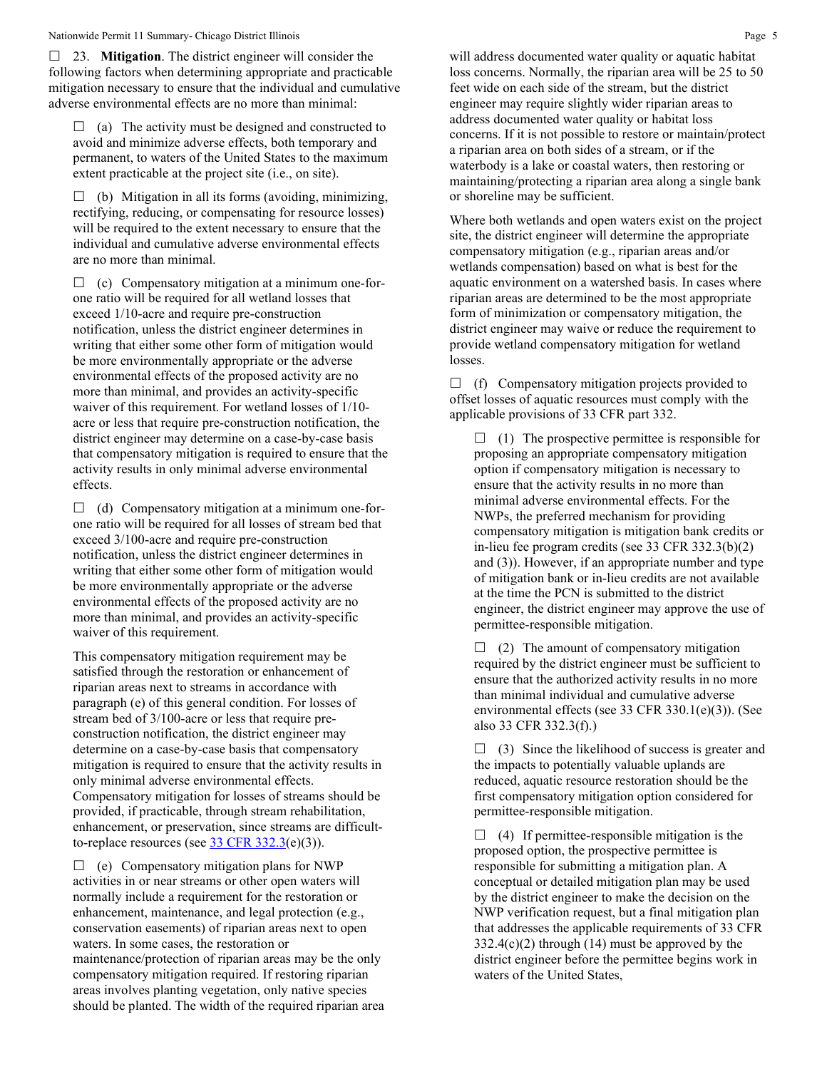☐ 23. **Mitigation**. The district engineer will consider the following factors when determining appropriate and practicable mitigation necessary to ensure that the individual and cumulative adverse environmental effects are no more than minimal:

☐ (a) The activity must be designed and constructed to avoid and minimize adverse effects, both temporary and permanent, to waters of the United States to the maximum extent practicable at the project site (i.e., on site).

☐ (b) Mitigation in all its forms (avoiding, minimizing, rectifying, reducing, or compensating for resource losses) will be required to the extent necessary to ensure that the individual and cumulative adverse environmental effects are no more than minimal.

☐ (c) Compensatory mitigation at a minimum one-for-one ratio will be required for all wetland losses that exceed 1/10-acre and require pre-construction notification, unless the district engineer determines in writing that either some other form of mitigation would be more environmentally appropriate or the adverse environmental effects of the proposed activity are no more than minimal, and provides an activity-specific waiver of this requirement. For wetland losses of 1/10-acre or less that require pre-construction notification, the district engineer may determine on a case-by-case basis that compensatory mitigation is required to ensure that the activity results in only minimal adverse environmental effects.

☐ (d) Compensatory mitigation at a minimum one-for-one ratio will be required for all losses of stream bed that exceed 3/100-acre and require pre-construction notification, unless the district engineer determines in writing that either some other form of mitigation would be more environmentally appropriate or the adverse environmental effects of the proposed activity are no more than minimal, and provides an activity-specific waiver of this requirement.

This compensatory mitigation requirement may be satisfied through the restoration or enhancement of riparian areas next to streams in accordance with paragraph (e) of this general condition. For losses of stream bed of 3/100-acre or less that require pre-construction notification, the district engineer may determine on a case-by-case basis that compensatory mitigation is required to ensure that the activity results in only minimal adverse environmental effects. Compensatory mitigation for losses of streams should be provided, if practicable, through stream rehabilitation, enhancement, or preservation, since streams are difficult-to-replace resources (see [33 CFR 332.3](33 CFR 332.3)(e)(3)).

☐ (e) Compensatory mitigation plans for NWP activities in or near streams or other open waters will normally include a requirement for the restoration or enhancement, maintenance, and legal protection (e.g., conservation easements) of riparian areas next to open waters. In some cases, the restoration or maintenance/protection of riparian areas may be the only compensatory mitigation required. If restoring riparian areas involves planting vegetation, only native species should be planted. The width of the required riparian area will address documented water quality or aquatic habitat loss concerns. Normally, the riparian area will be 25 to 50 feet wide on each side of the stream, but the district engineer may require slightly wider riparian areas to address documented water quality or habitat loss concerns. If it is not possible to restore or maintain/protect a riparian area on both sides of a stream, or if the waterbody is a lake or coastal waters, then restoring or maintaining/protecting a riparian area along a single bank or shoreline may be sufficient.

Where both wetlands and open waters exist on the project site, the district engineer will determine the appropriate compensatory mitigation (e.g., riparian areas and/or wetlands compensation) based on what is best for the aquatic environment on a watershed basis. In cases where riparian areas are determined to be the most appropriate form of minimization or compensatory mitigation, the district engineer may waive or reduce the requirement to provide wetland compensatory mitigation for wetland losses.

☐ (f) Compensatory mitigation projects provided to offset losses of aquatic resources must comply with the applicable provisions of 33 CFR part 332.

☐ (1) The prospective permittee is responsible for proposing an appropriate compensatory mitigation option if compensatory mitigation is necessary to ensure that the activity results in no more than minimal adverse environmental effects. For the NWPs, the preferred mechanism for providing compensatory mitigation is mitigation bank credits or in-lieu fee program credits (see 33 CFR 332.3(b)(2) and (3)). However, if an appropriate number and type of mitigation bank or in-lieu credits are not available at the time the PCN is submitted to the district engineer, the district engineer may approve the use of permittee-responsible mitigation.

☐ (2) The amount of compensatory mitigation required by the district engineer must be sufficient to ensure that the authorized activity results in no more than minimal individual and cumulative adverse environmental effects (see 33 CFR 330.1(e)(3)). (See also 33 CFR 332.3(f).)

☐ (3) Since the likelihood of success is greater and the impacts to potentially valuable uplands are reduced, aquatic resource restoration should be the first compensatory mitigation option considered for permittee-responsible mitigation.

☐ (4) If permittee-responsible mitigation is the proposed option, the prospective permittee is responsible for submitting a mitigation plan. A conceptual or detailed mitigation plan may be used by the district engineer to make the decision on the NWP verification request, but a final mitigation plan that addresses the applicable requirements of 33 CFR 332.4(c)(2) through (14) must be approved by the district engineer before the permittee begins work in waters of the United States,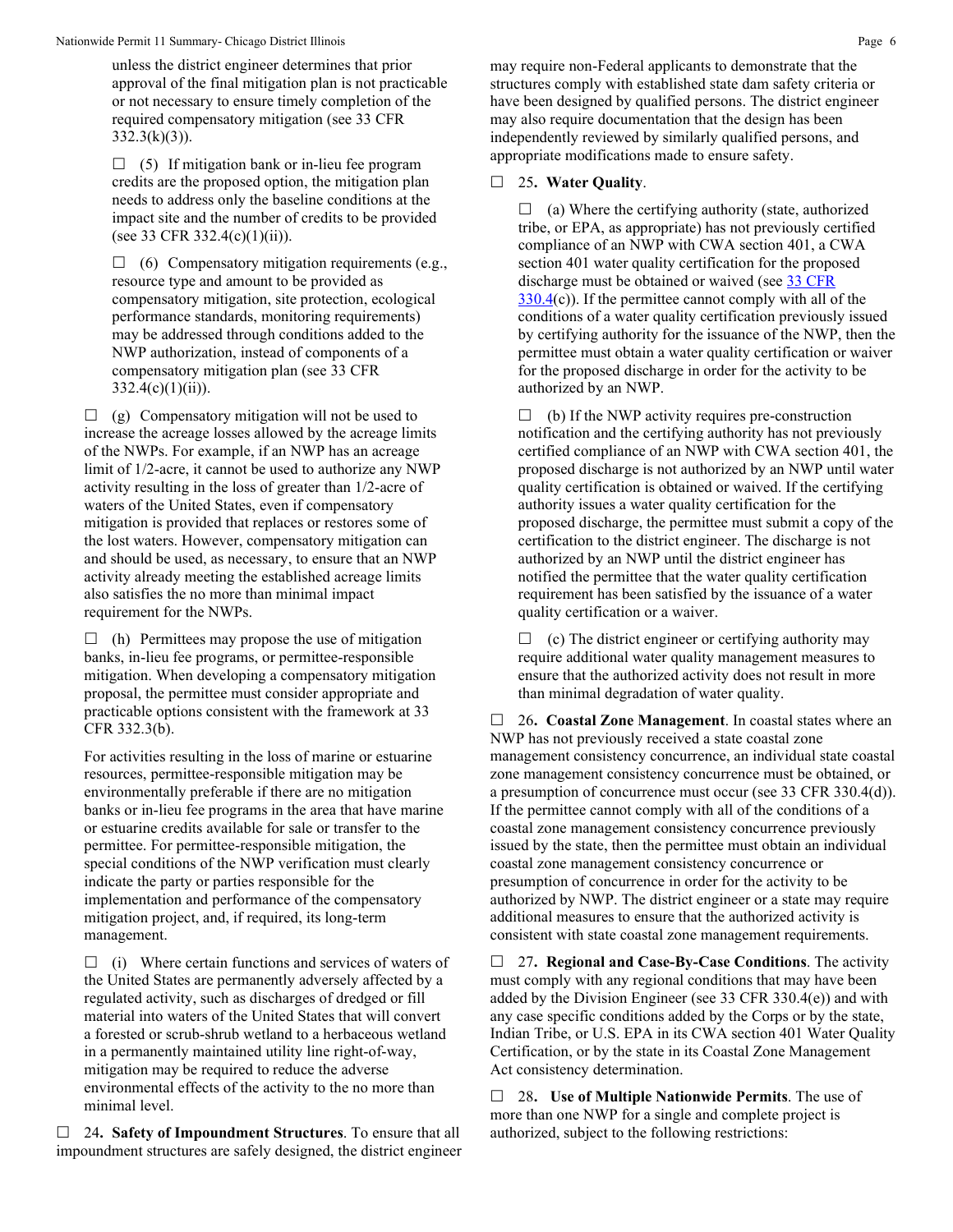unless the district engineer determines that prior approval of the final mitigation plan is not practicable or not necessary to ensure timely completion of the required compensatory mitigation (see 33 CFR 332.3(k)(3)).

☐ (5) If mitigation bank or in-lieu fee program credits are the proposed option, the mitigation plan needs to address only the baseline conditions at the impact site and the number of credits to be provided (see 33 CFR 332.4(c)(1)(ii)).

☐ (6) Compensatory mitigation requirements (e.g., resource type and amount to be provided as compensatory mitigation, site protection, ecological performance standards, monitoring requirements) may be addressed through conditions added to the NWP authorization, instead of components of a compensatory mitigation plan (see 33 CFR 332.4(c)(1)(ii)).

☐ (g) Compensatory mitigation will not be used to increase the acreage losses allowed by the acreage limits of the NWPs. For example, if an NWP has an acreage limit of 1/2-acre, it cannot be used to authorize any NWP activity resulting in the loss of greater than 1/2-acre of waters of the United States, even if compensatory mitigation is provided that replaces or restores some of the lost waters. However, compensatory mitigation can and should be used, as necessary, to ensure that an NWP activity already meeting the established acreage limits also satisfies the no more than minimal impact requirement for the NWPs.

☐ (h) Permittees may propose the use of mitigation banks, in-lieu fee programs, or permittee-responsible mitigation. When developing a compensatory mitigation proposal, the permittee must consider appropriate and practicable options consistent with the framework at 33 CFR 332.3(b).

For activities resulting in the loss of marine or estuarine resources, permittee-responsible mitigation may be environmentally preferable if there are no mitigation banks or in-lieu fee programs in the area that have marine or estuarine credits available for sale or transfer to the permittee. For permittee-responsible mitigation, the special conditions of the NWP verification must clearly indicate the party or parties responsible for the implementation and performance of the compensatory mitigation project, and, if required, its long-term management.

☐ (i) Where certain functions and services of waters of the United States are permanently adversely affected by a regulated activity, such as discharges of dredged or fill material into waters of the United States that will convert a forested or scrub-shrub wetland to a herbaceous wetland in a permanently maintained utility line right-of-way, mitigation may be required to reduce the adverse environmental effects of the activity to the no more than minimal level.

☐ 24**. Safety of Impoundment Structures**. To ensure that all impoundment structures are safely designed, the district engineer may require non-Federal applicants to demonstrate that the structures comply with established state dam safety criteria or have been designed by qualified persons. The district engineer may also require documentation that the design has been independently reviewed by similarly qualified persons, and appropriate modifications made to ensure safety.

☐ 25**. Water Quality**.

☐ (a) Where the certifying authority (state, authorized tribe, or EPA, as appropriate) has not previously certified compliance of an NWP with CWA section 401, a CWA section 401 water quality certification for the proposed discharge must be obtained or waived (see [33 CFR 330.4](#)(c)). If the permittee cannot comply with all of the conditions of a water quality certification previously issued by certifying authority for the issuance of the NWP, then the permittee must obtain a water quality certification or waiver for the proposed discharge in order for the activity to be authorized by an NWP.

☐ (b) If the NWP activity requires pre-construction notification and the certifying authority has not previously certified compliance of an NWP with CWA section 401, the proposed discharge is not authorized by an NWP until water quality certification is obtained or waived. If the certifying authority issues a water quality certification for the proposed discharge, the permittee must submit a copy of the certification to the district engineer. The discharge is not authorized by an NWP until the district engineer has notified the permittee that the water quality certification requirement has been satisfied by the issuance of a water quality certification or a waiver.

☐ (c) The district engineer or certifying authority may require additional water quality management measures to ensure that the authorized activity does not result in more than minimal degradation of water quality.

☐ 26**. Coastal Zone Management**. In coastal states where an NWP has not previously received a state coastal zone management consistency concurrence, an individual state coastal zone management consistency concurrence must be obtained, or a presumption of concurrence must occur (see 33 CFR 330.4(d)). If the permittee cannot comply with all of the conditions of a coastal zone management consistency concurrence previously issued by the state, then the permittee must obtain an individual coastal zone management consistency concurrence or presumption of concurrence in order for the activity to be authorized by NWP. The district engineer or a state may require additional measures to ensure that the authorized activity is consistent with state coastal zone management requirements.

☐ 27**. Regional and Case-By-Case Conditions**. The activity must comply with any regional conditions that may have been added by the Division Engineer (see 33 CFR 330.4(e)) and with any case specific conditions added by the Corps or by the state, Indian Tribe, or U.S. EPA in its CWA section 401 Water Quality Certification, or by the state in its Coastal Zone Management Act consistency determination.

☐ 28**. Use of Multiple Nationwide Permits**. The use of more than one NWP for a single and complete project is authorized, subject to the following restrictions: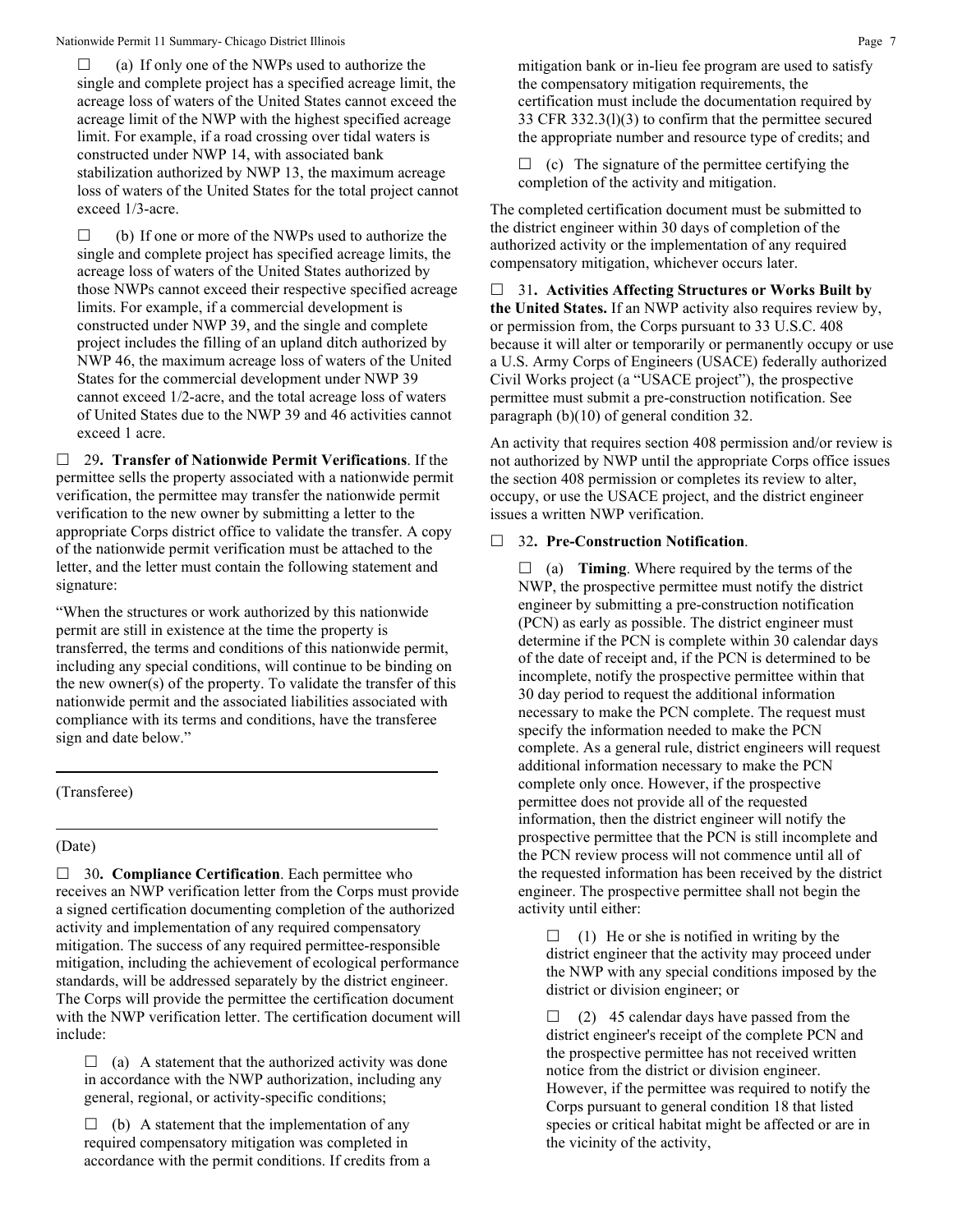☐ (a) If only one of the NWPs used to authorize the single and complete project has a specified acreage limit, the acreage loss of waters of the United States cannot exceed the acreage limit of the NWP with the highest specified acreage limit. For example, if a road crossing over tidal waters is constructed under NWP 14, with associated bank stabilization authorized by NWP 13, the maximum acreage loss of waters of the United States for the total project cannot exceed 1/3-acre.

☐ (b) If one or more of the NWPs used to authorize the single and complete project has specified acreage limits, the acreage loss of waters of the United States authorized by those NWPs cannot exceed their respective specified acreage limits. For example, if a commercial development is constructed under NWP 39, and the single and complete project includes the filling of an upland ditch authorized by NWP 46, the maximum acreage loss of waters of the United States for the commercial development under NWP 39 cannot exceed 1/2-acre, and the total acreage loss of waters of United States due to the NWP 39 and 46 activities cannot exceed 1 acre.

☐ 29**. Transfer of Nationwide Permit Verifications**. If the permittee sells the property associated with a nationwide permit verification, the permittee may transfer the nationwide permit verification to the new owner by submitting a letter to the appropriate Corps district office to validate the transfer. A copy of the nationwide permit verification must be attached to the letter, and the letter must contain the following statement and signature:

"When the structures or work authorized by this nationwide permit are still in existence at the time the property is transferred, the terms and conditions of this nationwide permit, including any special conditions, will continue to be binding on the new owner(s) of the property. To validate the transfer of this nationwide permit and the associated liabilities associated with compliance with its terms and conditions, have the transferee sign and date below."

_______________________________________________

(Transferee)

_______________________________________________

(Date)

☐ 30**. Compliance Certification**. Each permittee who receives an NWP verification letter from the Corps must provide a signed certification documenting completion of the authorized activity and implementation of any required compensatory mitigation. The success of any required permittee-responsible mitigation, including the achievement of ecological performance standards, will be addressed separately by the district engineer. The Corps will provide the permittee the certification document with the NWP verification letter. The certification document will include:

☐ (a) A statement that the authorized activity was done in accordance with the NWP authorization, including any general, regional, or activity-specific conditions;

☐ (b) A statement that the implementation of any required compensatory mitigation was completed in accordance with the permit conditions. If credits from a mitigation bank or in-lieu fee program are used to satisfy the compensatory mitigation requirements, the certification must include the documentation required by 33 CFR 332.3(l)(3) to confirm that the permittee secured the appropriate number and resource type of credits; and

☐ (c) The signature of the permittee certifying the completion of the activity and mitigation.

The completed certification document must be submitted to the district engineer within 30 days of completion of the authorized activity or the implementation of any required compensatory mitigation, whichever occurs later.

☐ 31**. Activities Affecting Structures or Works Built by the United States.** If an NWP activity also requires review by, or permission from, the Corps pursuant to 33 U.S.C. 408 because it will alter or temporarily or permanently occupy or use a U.S. Army Corps of Engineers (USACE) federally authorized Civil Works project (a "USACE project"), the prospective permittee must submit a pre-construction notification. See paragraph (b)(10) of general condition 32.

An activity that requires section 408 permission and/or review is not authorized by NWP until the appropriate Corps office issues the section 408 permission or completes its review to alter, occupy, or use the USACE project, and the district engineer issues a written NWP verification.

☐ 32**. Pre-Construction Notification**.

☐ (a) **Timing**. Where required by the terms of the NWP, the prospective permittee must notify the district engineer by submitting a pre-construction notification (PCN) as early as possible. The district engineer must determine if the PCN is complete within 30 calendar days of the date of receipt and, if the PCN is determined to be incomplete, notify the prospective permittee within that 30 day period to request the additional information necessary to make the PCN complete. The request must specify the information needed to make the PCN complete. As a general rule, district engineers will request additional information necessary to make the PCN complete only once. However, if the prospective permittee does not provide all of the requested information, then the district engineer will notify the prospective permittee that the PCN is still incomplete and the PCN review process will not commence until all of the requested information has been received by the district engineer. The prospective permittee shall not begin the activity until either:

☐ (1) He or she is notified in writing by the district engineer that the activity may proceed under the NWP with any special conditions imposed by the district or division engineer; or

☐ (2) 45 calendar days have passed from the district engineer's receipt of the complete PCN and the prospective permittee has not received written notice from the district or division engineer. However, if the permittee was required to notify the Corps pursuant to general condition 18 that listed species or critical habitat might be affected or are in the vicinity of the activity,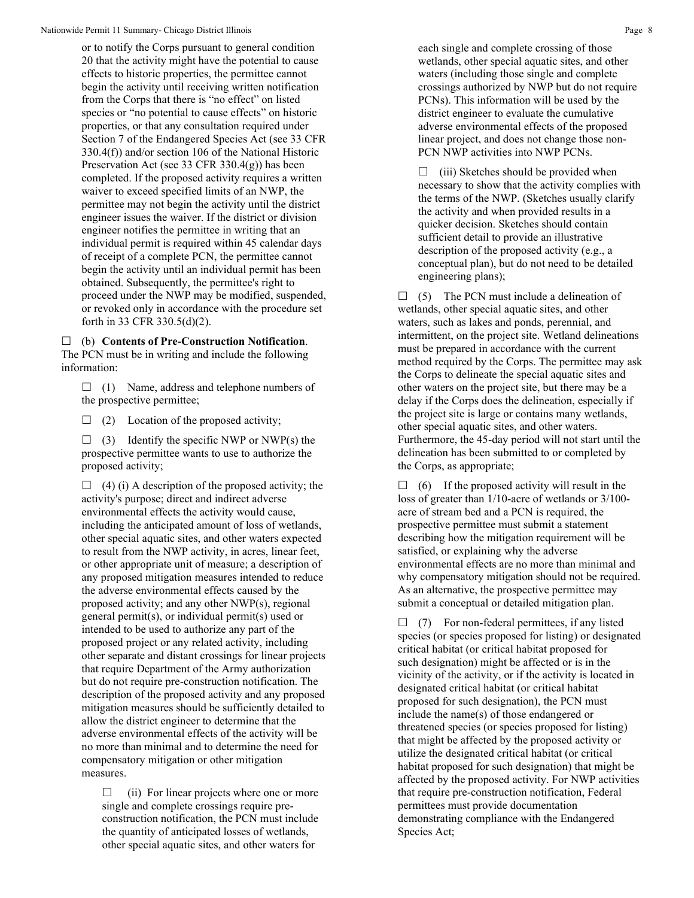or to notify the Corps pursuant to general condition 20 that the activity might have the potential to cause effects to historic properties, the permittee cannot begin the activity until receiving written notification from the Corps that there is "no effect" on listed species or "no potential to cause effects" on historic properties, or that any consultation required under Section 7 of the Endangered Species Act (see 33 CFR 330.4(f)) and/or section 106 of the National Historic Preservation Act (see 33 CFR 330.4(g)) has been completed. If the proposed activity requires a written waiver to exceed specified limits of an NWP, the permittee may not begin the activity until the district engineer issues the waiver. If the district or division engineer notifies the permittee in writing that an individual permit is required within 45 calendar days of receipt of a complete PCN, the permittee cannot begin the activity until an individual permit has been obtained. Subsequently, the permittee's right to proceed under the NWP may be modified, suspended, or revoked only in accordance with the procedure set forth in 33 CFR 330.5(d)(2).

☐ (b) **Contents of Pre-Construction Notification**. The PCN must be in writing and include the following information:

☐ (1) Name, address and telephone numbers of the prospective permittee;

☐ (2) Location of the proposed activity;

☐ (3) Identify the specific NWP or NWP(s) the prospective permittee wants to use to authorize the proposed activity;

☐ (4) (i) A description of the proposed activity; the activity's purpose; direct and indirect adverse environmental effects the activity would cause, including the anticipated amount of loss of wetlands, other special aquatic sites, and other waters expected to result from the NWP activity, in acres, linear feet, or other appropriate unit of measure; a description of any proposed mitigation measures intended to reduce the adverse environmental effects caused by the proposed activity; and any other NWP(s), regional general permit(s), or individual permit(s) used or intended to be used to authorize any part of the proposed project or any related activity, including other separate and distant crossings for linear projects that require Department of the Army authorization but do not require pre-construction notification. The description of the proposed activity and any proposed mitigation measures should be sufficiently detailed to allow the district engineer to determine that the adverse environmental effects of the activity will be no more than minimal and to determine the need for compensatory mitigation or other mitigation measures.

☐ (ii) For linear projects where one or more single and complete crossings require pre-construction notification, the PCN must include the quantity of anticipated losses of wetlands, other special aquatic sites, and other waters for each single and complete crossing of those wetlands, other special aquatic sites, and other waters (including those single and complete crossings authorized by NWP but do not require PCNs). This information will be used by the district engineer to evaluate the cumulative adverse environmental effects of the proposed linear project, and does not change those non-PCN NWP activities into NWP PCNs.

☐ (iii) Sketches should be provided when necessary to show that the activity complies with the terms of the NWP. (Sketches usually clarify the activity and when provided results in a quicker decision. Sketches should contain sufficient detail to provide an illustrative description of the proposed activity (e.g., a conceptual plan), but do not need to be detailed engineering plans);

☐ (5) The PCN must include a delineation of wetlands, other special aquatic sites, and other waters, such as lakes and ponds, perennial, and intermittent, on the project site. Wetland delineations must be prepared in accordance with the current method required by the Corps. The permittee may ask the Corps to delineate the special aquatic sites and other waters on the project site, but there may be a delay if the Corps does the delineation, especially if the project site is large or contains many wetlands, other special aquatic sites, and other waters. Furthermore, the 45-day period will not start until the delineation has been submitted to or completed by the Corps, as appropriate;

☐ (6) If the proposed activity will result in the loss of greater than 1/10-acre of wetlands or 3/100-acre of stream bed and a PCN is required, the prospective permittee must submit a statement describing how the mitigation requirement will be satisfied, or explaining why the adverse environmental effects are no more than minimal and why compensatory mitigation should not be required. As an alternative, the prospective permittee may submit a conceptual or detailed mitigation plan.

☐ (7) For non-federal permittees, if any listed species (or species proposed for listing) or designated critical habitat (or critical habitat proposed for such designation) might be affected or is in the vicinity of the activity, or if the activity is located in designated critical habitat (or critical habitat proposed for such designation), the PCN must include the name(s) of those endangered or threatened species (or species proposed for listing) that might be affected by the proposed activity or utilize the designated critical habitat (or critical habitat proposed for such designation) that might be affected by the proposed activity. For NWP activities that require pre-construction notification, Federal permittees must provide documentation demonstrating compliance with the Endangered Species Act;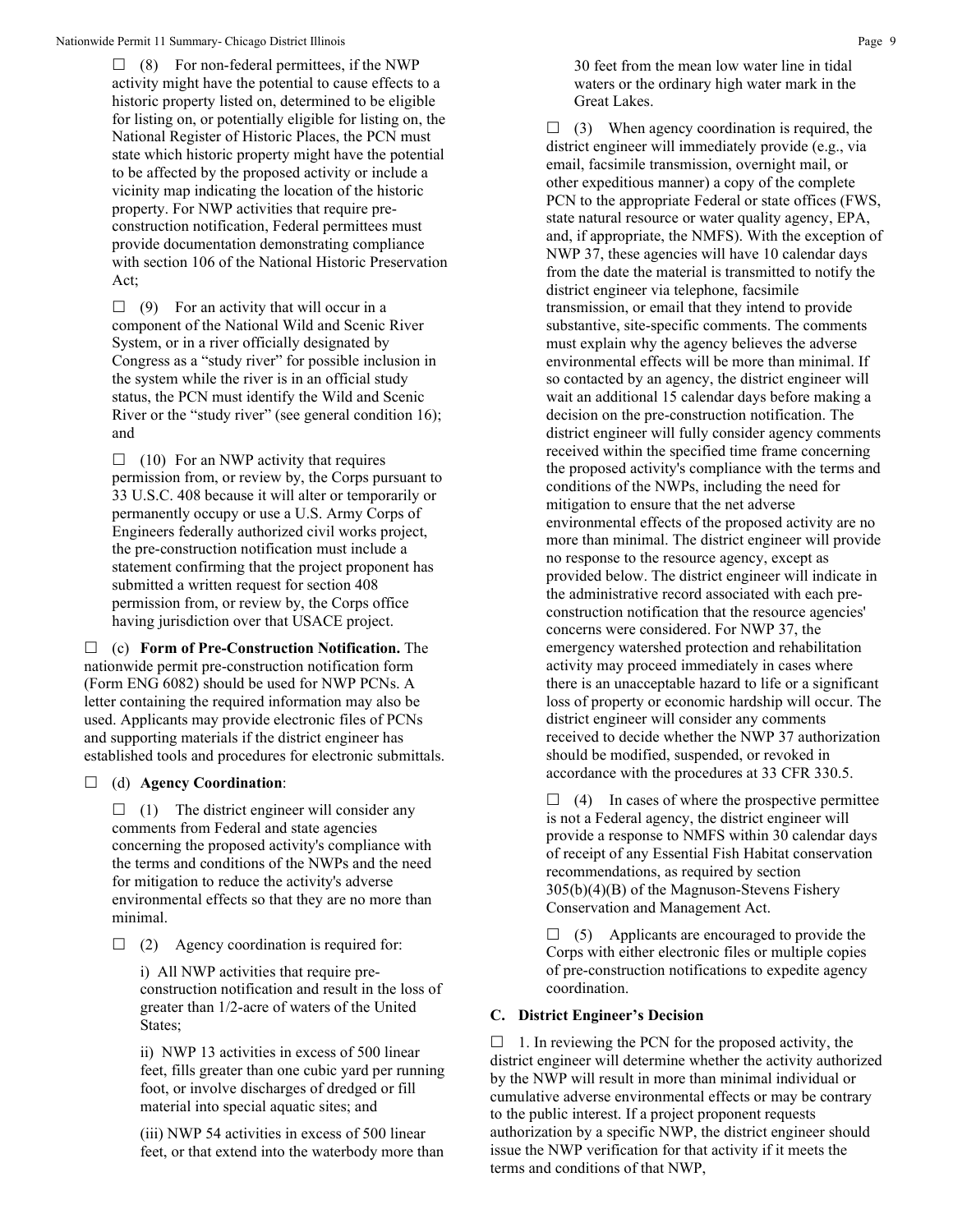☐ (8) For non-federal permittees, if the NWP activity might have the potential to cause effects to a historic property listed on, determined to be eligible for listing on, or potentially eligible for listing on, the National Register of Historic Places, the PCN must state which historic property might have the potential to be affected by the proposed activity or include a vicinity map indicating the location of the historic property. For NWP activities that require pre-construction notification, Federal permittees must provide documentation demonstrating compliance with section 106 of the National Historic Preservation Act;

☐ (9) For an activity that will occur in a component of the National Wild and Scenic River System, or in a river officially designated by Congress as a "study river" for possible inclusion in the system while the river is in an official study status, the PCN must identify the Wild and Scenic River or the "study river" (see general condition 16); and

☐ (10) For an NWP activity that requires permission from, or review by, the Corps pursuant to 33 U.S.C. 408 because it will alter or temporarily or permanently occupy or use a U.S. Army Corps of Engineers federally authorized civil works project, the pre-construction notification must include a statement confirming that the project proponent has submitted a written request for section 408 permission from, or review by, the Corps office having jurisdiction over that USACE project.

☐ (c) **Form of Pre-Construction Notification.** The nationwide permit pre-construction notification form (Form ENG 6082) should be used for NWP PCNs. A letter containing the required information may also be used. Applicants may provide electronic files of PCNs and supporting materials if the district engineer has established tools and procedures for electronic submittals.

☐ (d) **Agency Coordination**:

☐ (1) The district engineer will consider any comments from Federal and state agencies concerning the proposed activity's compliance with the terms and conditions of the NWPs and the need for mitigation to reduce the activity's adverse environmental effects so that they are no more than minimal.

☐ (2) Agency coordination is required for:

i) All NWP activities that require pre-construction notification and result in the loss of greater than 1/2-acre of waters of the United States;

ii) NWP 13 activities in excess of 500 linear feet, fills greater than one cubic yard per running foot, or involve discharges of dredged or fill material into special aquatic sites; and

(iii) NWP 54 activities in excess of 500 linear feet, or that extend into the waterbody more than 30 feet from the mean low water line in tidal waters or the ordinary high water mark in the Great Lakes.

☐ (3) When agency coordination is required, the district engineer will immediately provide (e.g., via email, facsimile transmission, overnight mail, or other expeditious manner) a copy of the complete PCN to the appropriate Federal or state offices (FWS, state natural resource or water quality agency, EPA, and, if appropriate, the NMFS). With the exception of NWP 37, these agencies will have 10 calendar days from the date the material is transmitted to notify the district engineer via telephone, facsimile transmission, or email that they intend to provide substantive, site-specific comments. The comments must explain why the agency believes the adverse environmental effects will be more than minimal. If so contacted by an agency, the district engineer will wait an additional 15 calendar days before making a decision on the pre-construction notification. The district engineer will fully consider agency comments received within the specified time frame concerning the proposed activity's compliance with the terms and conditions of the NWPs, including the need for mitigation to ensure that the net adverse environmental effects of the proposed activity are no more than minimal. The district engineer will provide no response to the resource agency, except as provided below. The district engineer will indicate in the administrative record associated with each pre-construction notification that the resource agencies' concerns were considered. For NWP 37, the emergency watershed protection and rehabilitation activity may proceed immediately in cases where there is an unacceptable hazard to life or a significant loss of property or economic hardship will occur. The district engineer will consider any comments received to decide whether the NWP 37 authorization should be modified, suspended, or revoked in accordance with the procedures at 33 CFR 330.5.

☐ (4) In cases of where the prospective permittee is not a Federal agency, the district engineer will provide a response to NMFS within 30 calendar days of receipt of any Essential Fish Habitat conservation recommendations, as required by section 305(b)(4)(B) of the Magnuson-Stevens Fishery Conservation and Management Act.

☐ (5) Applicants are encouraged to provide the Corps with either electronic files or multiple copies of pre-construction notifications to expedite agency coordination.

## C. District Engineer's Decision

☐ 1. In reviewing the PCN for the proposed activity, the district engineer will determine whether the activity authorized by the NWP will result in more than minimal individual or cumulative adverse environmental effects or may be contrary to the public interest. If a project proponent requests authorization by a specific NWP, the district engineer should issue the NWP verification for that activity if it meets the terms and conditions of that NWP,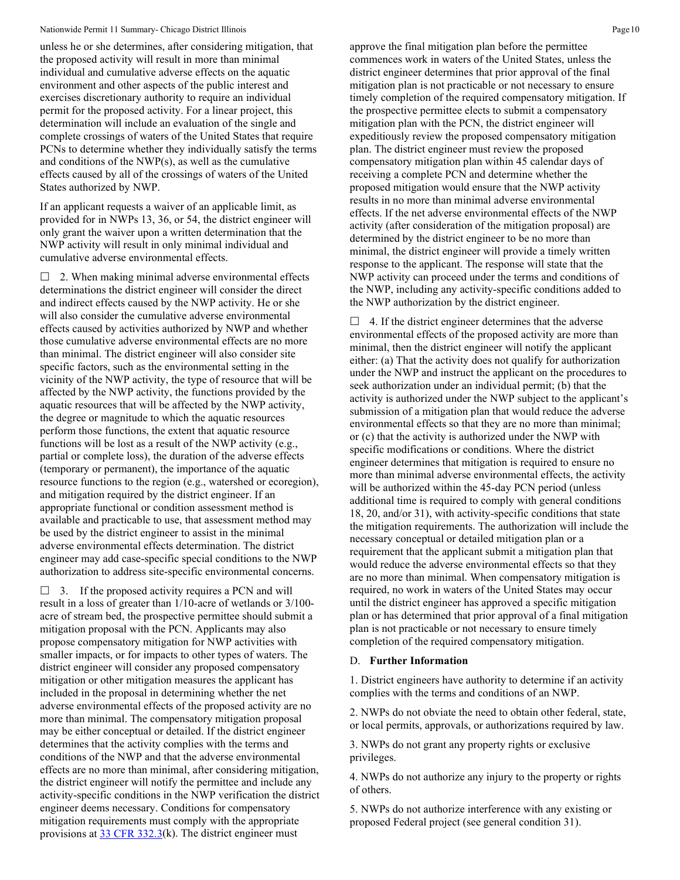unless he or she determines, after considering mitigation, that the proposed activity will result in more than minimal individual and cumulative adverse effects on the aquatic environment and other aspects of the public interest and exercises discretionary authority to require an individual permit for the proposed activity. For a linear project, this determination will include an evaluation of the single and complete crossings of waters of the United States that require PCNs to determine whether they individually satisfy the terms and conditions of the NWP(s), as well as the cumulative effects caused by all of the crossings of waters of the United States authorized by NWP.

If an applicant requests a waiver of an applicable limit, as provided for in NWPs 13, 36, or 54, the district engineer will only grant the waiver upon a written determination that the NWP activity will result in only minimal individual and cumulative adverse environmental effects.

☐ 2. When making minimal adverse environmental effects determinations the district engineer will consider the direct and indirect effects caused by the NWP activity. He or she will also consider the cumulative adverse environmental effects caused by activities authorized by NWP and whether those cumulative adverse environmental effects are no more than minimal. The district engineer will also consider site specific factors, such as the environmental setting in the vicinity of the NWP activity, the type of resource that will be affected by the NWP activity, the functions provided by the aquatic resources that will be affected by the NWP activity, the degree or magnitude to which the aquatic resources perform those functions, the extent that aquatic resource functions will be lost as a result of the NWP activity (e.g., partial or complete loss), the duration of the adverse effects (temporary or permanent), the importance of the aquatic resource functions to the region (e.g., watershed or ecoregion), and mitigation required by the district engineer. If an appropriate functional or condition assessment method is available and practicable to use, that assessment method may be used by the district engineer to assist in the minimal adverse environmental effects determination. The district engineer may add case-specific special conditions to the NWP authorization to address site-specific environmental concerns.

☐ 3. If the proposed activity requires a PCN and will result in a loss of greater than 1/10-acre of wetlands or 3/100-acre of stream bed, the prospective permittee should submit a mitigation proposal with the PCN. Applicants may also propose compensatory mitigation for NWP activities with smaller impacts, or for impacts to other types of waters. The district engineer will consider any proposed compensatory mitigation or other mitigation measures the applicant has included in the proposal in determining whether the net adverse environmental effects of the proposed activity are no more than minimal. The compensatory mitigation proposal may be either conceptual or detailed. If the district engineer determines that the activity complies with the terms and conditions of the NWP and that the adverse environmental effects are no more than minimal, after considering mitigation, the district engineer will notify the permittee and include any activity-specific conditions in the NWP verification the district engineer deems necessary. Conditions for compensatory mitigation requirements must comply with the appropriate provisions at [33 CFR 332.3](k). The district engineer must approve the final mitigation plan before the permittee commences work in waters of the United States, unless the district engineer determines that prior approval of the final mitigation plan is not practicable or not necessary to ensure timely completion of the required compensatory mitigation. If the prospective permittee elects to submit a compensatory mitigation plan with the PCN, the district engineer will expeditiously review the proposed compensatory mitigation plan. The district engineer must review the proposed compensatory mitigation plan within 45 calendar days of receiving a complete PCN and determine whether the proposed mitigation would ensure that the NWP activity results in no more than minimal adverse environmental effects. If the net adverse environmental effects of the NWP activity (after consideration of the mitigation proposal) are determined by the district engineer to be no more than minimal, the district engineer will provide a timely written response to the applicant. The response will state that the NWP activity can proceed under the terms and conditions of the NWP, including any activity-specific conditions added to the NWP authorization by the district engineer.

☐ 4. If the district engineer determines that the adverse environmental effects of the proposed activity are more than minimal, then the district engineer will notify the applicant either: (a) That the activity does not qualify for authorization under the NWP and instruct the applicant on the procedures to seek authorization under an individual permit; (b) that the activity is authorized under the NWP subject to the applicant's submission of a mitigation plan that would reduce the adverse environmental effects so that they are no more than minimal; or (c) that the activity is authorized under the NWP with specific modifications or conditions. Where the district engineer determines that mitigation is required to ensure no more than minimal adverse environmental effects, the activity will be authorized within the 45-day PCN period (unless additional time is required to comply with general conditions 18, 20, and/or 31), with activity-specific conditions that state the mitigation requirements. The authorization will include the necessary conceptual or detailed mitigation plan or a requirement that the applicant submit a mitigation plan that would reduce the adverse environmental effects so that they are no more than minimal. When compensatory mitigation is required, no work in waters of the United States may occur until the district engineer has approved a specific mitigation plan or has determined that prior approval of a final mitigation plan is not practicable or not necessary to ensure timely completion of the required compensatory mitigation.

## D. Further Information

1. District engineers have authority to determine if an activity complies with the terms and conditions of an NWP.

2. NWPs do not obviate the need to obtain other federal, state, or local permits, approvals, or authorizations required by law.

3. NWPs do not grant any property rights or exclusive privileges.

4. NWPs do not authorize any injury to the property or rights of others.

5. NWPs do not authorize interference with any existing or proposed Federal project (see general condition 31).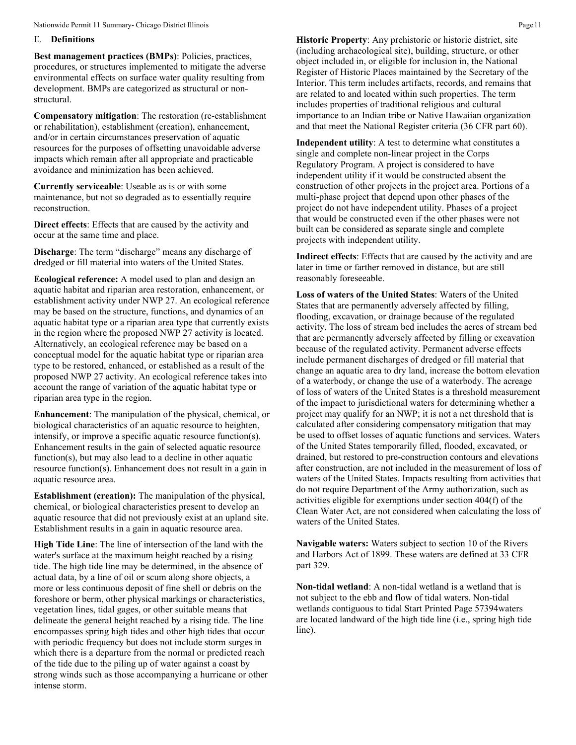## E. Definitions

**Best management practices (BMPs)**: Policies, practices, procedures, or structures implemented to mitigate the adverse environmental effects on surface water quality resulting from development. BMPs are categorized as structural or non-structural.

**Compensatory mitigation**: The restoration (re-establishment or rehabilitation), establishment (creation), enhancement, and/or in certain circumstances preservation of aquatic resources for the purposes of offsetting unavoidable adverse impacts which remain after all appropriate and practicable avoidance and minimization has been achieved.

**Currently serviceable**: Useable as is or with some maintenance, but not so degraded as to essentially require reconstruction.

**Direct effects**: Effects that are caused by the activity and occur at the same time and place.

**Discharge**: The term "discharge" means any discharge of dredged or fill material into waters of the United States.

**Ecological reference:** A model used to plan and design an aquatic habitat and riparian area restoration, enhancement, or establishment activity under NWP 27. An ecological reference may be based on the structure, functions, and dynamics of an aquatic habitat type or a riparian area type that currently exists in the region where the proposed NWP 27 activity is located. Alternatively, an ecological reference may be based on a conceptual model for the aquatic habitat type or riparian area type to be restored, enhanced, or established as a result of the proposed NWP 27 activity. An ecological reference takes into account the range of variation of the aquatic habitat type or riparian area type in the region.

**Enhancement**: The manipulation of the physical, chemical, or biological characteristics of an aquatic resource to heighten, intensify, or improve a specific aquatic resource function(s). Enhancement results in the gain of selected aquatic resource function(s), but may also lead to a decline in other aquatic resource function(s). Enhancement does not result in a gain in aquatic resource area.

**Establishment (creation):** The manipulation of the physical, chemical, or biological characteristics present to develop an aquatic resource that did not previously exist at an upland site. Establishment results in a gain in aquatic resource area.

**High Tide Line**: The line of intersection of the land with the water's surface at the maximum height reached by a rising tide. The high tide line may be determined, in the absence of actual data, by a line of oil or scum along shore objects, a more or less continuous deposit of fine shell or debris on the foreshore or berm, other physical markings or characteristics, vegetation lines, tidal gages, or other suitable means that delineate the general height reached by a rising tide. The line encompasses spring high tides and other high tides that occur with periodic frequency but does not include storm surges in which there is a departure from the normal or predicted reach of the tide due to the piling up of water against a coast by strong winds such as those accompanying a hurricane or other intense storm.

**Historic Property**: Any prehistoric or historic district, site (including archaeological site), building, structure, or other object included in, or eligible for inclusion in, the National Register of Historic Places maintained by the Secretary of the Interior. This term includes artifacts, records, and remains that are related to and located within such properties. The term includes properties of traditional religious and cultural importance to an Indian tribe or Native Hawaiian organization and that meet the National Register criteria (36 CFR part 60).

**Independent utility**: A test to determine what constitutes a single and complete non-linear project in the Corps Regulatory Program. A project is considered to have independent utility if it would be constructed absent the construction of other projects in the project area. Portions of a multi-phase project that depend upon other phases of the project do not have independent utility. Phases of a project that would be constructed even if the other phases were not built can be considered as separate single and complete projects with independent utility.

**Indirect effects**: Effects that are caused by the activity and are later in time or farther removed in distance, but are still reasonably foreseeable.

**Loss of waters of the United States**: Waters of the United States that are permanently adversely affected by filling, flooding, excavation, or drainage because of the regulated activity. The loss of stream bed includes the acres of stream bed that are permanently adversely affected by filling or excavation because of the regulated activity. Permanent adverse effects include permanent discharges of dredged or fill material that change an aquatic area to dry land, increase the bottom elevation of a waterbody, or change the use of a waterbody. The acreage of loss of waters of the United States is a threshold measurement of the impact to jurisdictional waters for determining whether a project may qualify for an NWP; it is not a net threshold that is calculated after considering compensatory mitigation that may be used to offset losses of aquatic functions and services. Waters of the United States temporarily filled, flooded, excavated, or drained, but restored to pre-construction contours and elevations after construction, are not included in the measurement of loss of waters of the United States. Impacts resulting from activities that do not require Department of the Army authorization, such as activities eligible for exemptions under section 404(f) of the Clean Water Act, are not considered when calculating the loss of waters of the United States.

**Navigable waters:** Waters subject to section 10 of the Rivers and Harbors Act of 1899. These waters are defined at 33 CFR part 329.

**Non-tidal wetland**: A non-tidal wetland is a wetland that is not subject to the ebb and flow of tidal waters. Non-tidal wetlands contiguous to tidal Start Printed Page 57394waters are located landward of the high tide line (i.e., spring high tide line).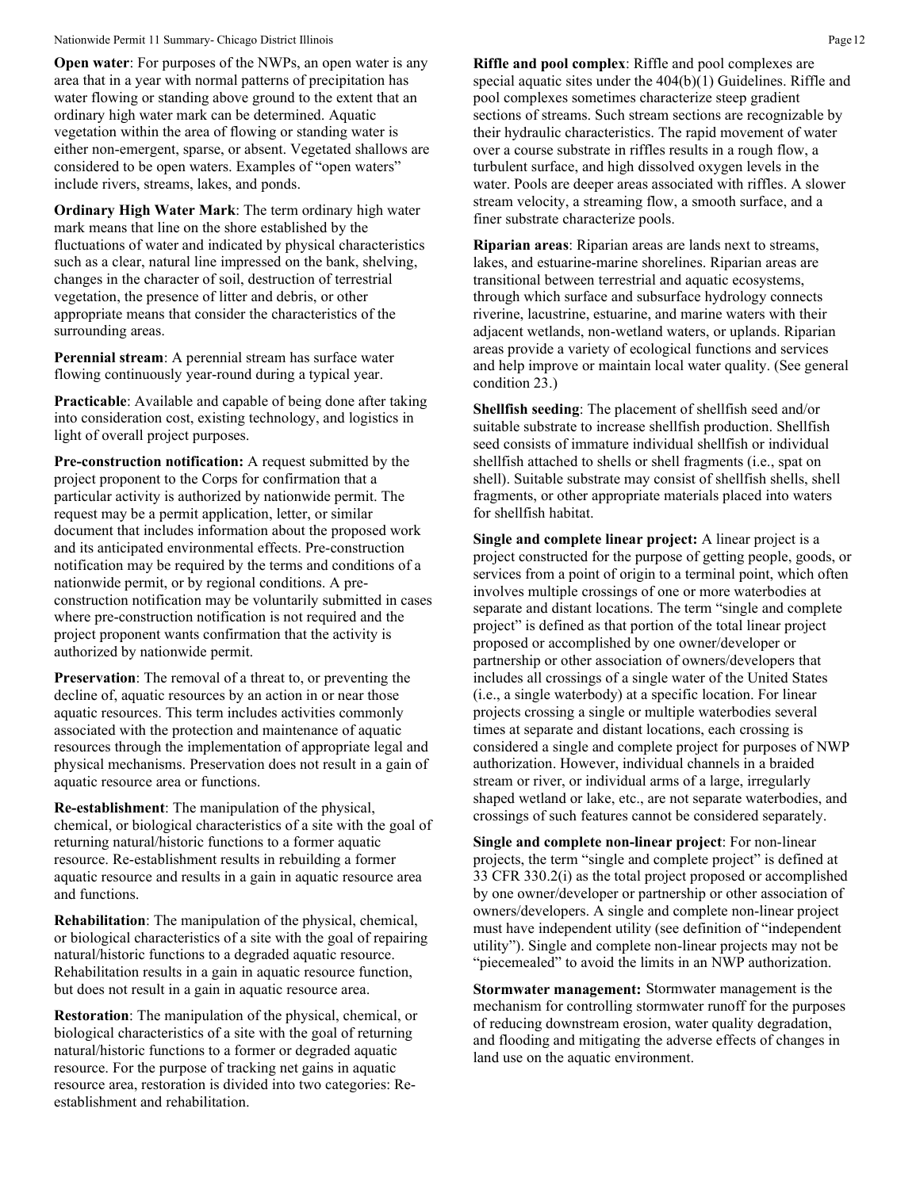**Open water**: For purposes of the NWPs, an open water is any area that in a year with normal patterns of precipitation has water flowing or standing above ground to the extent that an ordinary high water mark can be determined. Aquatic vegetation within the area of flowing or standing water is either non-emergent, sparse, or absent. Vegetated shallows are considered to be open waters. Examples of "open waters" include rivers, streams, lakes, and ponds.

**Ordinary High Water Mark**: The term ordinary high water mark means that line on the shore established by the fluctuations of water and indicated by physical characteristics such as a clear, natural line impressed on the bank, shelving, changes in the character of soil, destruction of terrestrial vegetation, the presence of litter and debris, or other appropriate means that consider the characteristics of the surrounding areas.

**Perennial stream**: A perennial stream has surface water flowing continuously year-round during a typical year.

**Practicable**: Available and capable of being done after taking into consideration cost, existing technology, and logistics in light of overall project purposes.

**Pre-construction notification:** A request submitted by the project proponent to the Corps for confirmation that a particular activity is authorized by nationwide permit. The request may be a permit application, letter, or similar document that includes information about the proposed work and its anticipated environmental effects. Pre-construction notification may be required by the terms and conditions of a nationwide permit, or by regional conditions. A pre-construction notification may be voluntarily submitted in cases where pre-construction notification is not required and the project proponent wants confirmation that the activity is authorized by nationwide permit.

**Preservation**: The removal of a threat to, or preventing the decline of, aquatic resources by an action in or near those aquatic resources. This term includes activities commonly associated with the protection and maintenance of aquatic resources through the implementation of appropriate legal and physical mechanisms. Preservation does not result in a gain of aquatic resource area or functions.

**Re-establishment**: The manipulation of the physical, chemical, or biological characteristics of a site with the goal of returning natural/historic functions to a former aquatic resource. Re-establishment results in rebuilding a former aquatic resource and results in a gain in aquatic resource area and functions.

**Rehabilitation**: The manipulation of the physical, chemical, or biological characteristics of a site with the goal of repairing natural/historic functions to a degraded aquatic resource. Rehabilitation results in a gain in aquatic resource function, but does not result in a gain in aquatic resource area.

**Restoration**: The manipulation of the physical, chemical, or biological characteristics of a site with the goal of returning natural/historic functions to a former or degraded aquatic resource. For the purpose of tracking net gains in aquatic resource area, restoration is divided into two categories: Re-establishment and rehabilitation.

**Riffle and pool complex**: Riffle and pool complexes are special aquatic sites under the 404(b)(1) Guidelines. Riffle and pool complexes sometimes characterize steep gradient sections of streams. Such stream sections are recognizable by their hydraulic characteristics. The rapid movement of water over a course substrate in riffles results in a rough flow, a turbulent surface, and high dissolved oxygen levels in the water. Pools are deeper areas associated with riffles. A slower stream velocity, a streaming flow, a smooth surface, and a finer substrate characterize pools.

**Riparian areas**: Riparian areas are lands next to streams, lakes, and estuarine-marine shorelines. Riparian areas are transitional between terrestrial and aquatic ecosystems, through which surface and subsurface hydrology connects riverine, lacustrine, estuarine, and marine waters with their adjacent wetlands, non-wetland waters, or uplands. Riparian areas provide a variety of ecological functions and services and help improve or maintain local water quality. (See general condition 23.)

**Shellfish seeding**: The placement of shellfish seed and/or suitable substrate to increase shellfish production. Shellfish seed consists of immature individual shellfish or individual shellfish attached to shells or shell fragments (i.e., spat on shell). Suitable substrate may consist of shellfish shells, shell fragments, or other appropriate materials placed into waters for shellfish habitat.

**Single and complete linear project:** A linear project is a project constructed for the purpose of getting people, goods, or services from a point of origin to a terminal point, which often involves multiple crossings of one or more waterbodies at separate and distant locations. The term "single and complete project" is defined as that portion of the total linear project proposed or accomplished by one owner/developer or partnership or other association of owners/developers that includes all crossings of a single water of the United States (i.e., a single waterbody) at a specific location. For linear projects crossing a single or multiple waterbodies several times at separate and distant locations, each crossing is considered a single and complete project for purposes of NWP authorization. However, individual channels in a braided stream or river, or individual arms of a large, irregularly shaped wetland or lake, etc., are not separate waterbodies, and crossings of such features cannot be considered separately.

**Single and complete non-linear project**: For non-linear projects, the term "single and complete project" is defined at 33 CFR 330.2(i) as the total project proposed or accomplished by one owner/developer or partnership or other association of owners/developers. A single and complete non-linear project must have independent utility (see definition of "independent utility"). Single and complete non-linear projects may not be "piecemealed" to avoid the limits in an NWP authorization.

**Stormwater management:** Stormwater management is the mechanism for controlling stormwater runoff for the purposes of reducing downstream erosion, water quality degradation, and flooding and mitigating the adverse effects of changes in land use on the aquatic environment.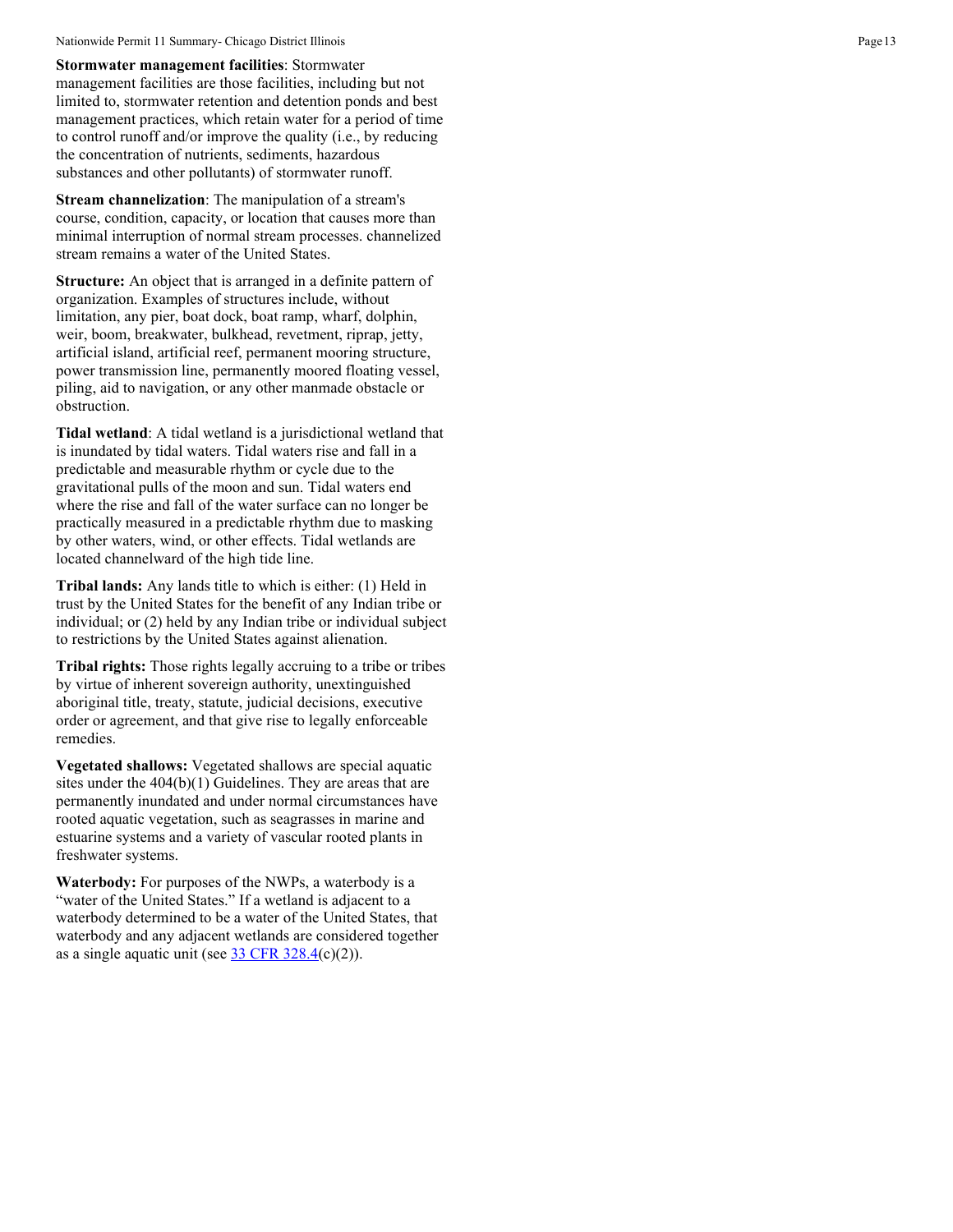**Stormwater management facilities**: Stormwater management facilities are those facilities, including but not limited to, stormwater retention and detention ponds and best management practices, which retain water for a period of time to control runoff and/or improve the quality (i.e., by reducing the concentration of nutrients, sediments, hazardous substances and other pollutants) of stormwater runoff.

**Stream channelization**: The manipulation of a stream's course, condition, capacity, or location that causes more than minimal interruption of normal stream processes. channelized stream remains a water of the United States.

**Structure:** An object that is arranged in a definite pattern of organization. Examples of structures include, without limitation, any pier, boat dock, boat ramp, wharf, dolphin, weir, boom, breakwater, bulkhead, revetment, riprap, jetty, artificial island, artificial reef, permanent mooring structure, power transmission line, permanently moored floating vessel, piling, aid to navigation, or any other manmade obstacle or obstruction.

**Tidal wetland**: A tidal wetland is a jurisdictional wetland that is inundated by tidal waters. Tidal waters rise and fall in a predictable and measurable rhythm or cycle due to the gravitational pulls of the moon and sun. Tidal waters end where the rise and fall of the water surface can no longer be practically measured in a predictable rhythm due to masking by other waters, wind, or other effects. Tidal wetlands are located channelward of the high tide line.

**Tribal lands:** Any lands title to which is either: (1) Held in trust by the United States for the benefit of any Indian tribe or individual; or (2) held by any Indian tribe or individual subject to restrictions by the United States against alienation.

**Tribal rights:** Those rights legally accruing to a tribe or tribes by virtue of inherent sovereign authority, unextinguished aboriginal title, treaty, statute, judicial decisions, executive order or agreement, and that give rise to legally enforceable remedies.

**Vegetated shallows:** Vegetated shallows are special aquatic sites under the 404(b)(1) Guidelines. They are areas that are permanently inundated and under normal circumstances have rooted aquatic vegetation, such as seagrasses in marine and estuarine systems and a variety of vascular rooted plants in freshwater systems.

**Waterbody:** For purposes of the NWPs, a waterbody is a "water of the United States." If a wetland is adjacent to a waterbody determined to be a water of the United States, that waterbody and any adjacent wetlands are considered together as a single aquatic unit (see 33 CFR 328.4(c)(2)).